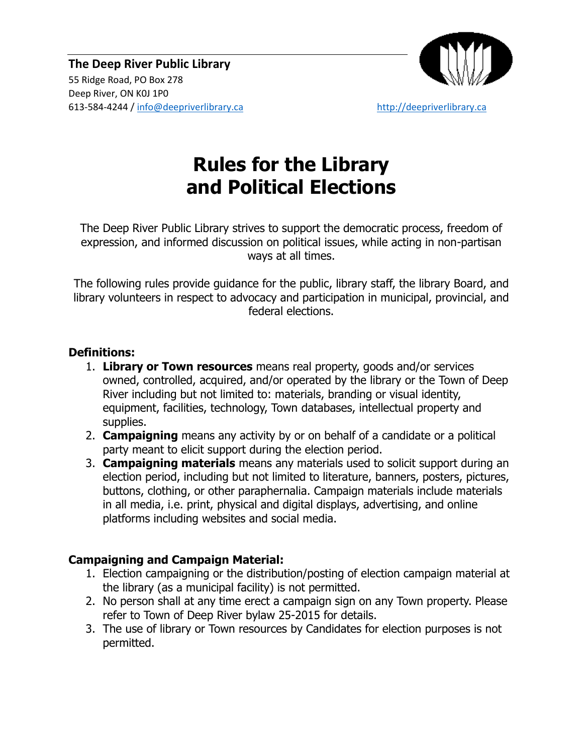**The Deep River Public Library**
55 Ridge Road, PO Box 278
Deep River, ON K0J 1P0
613-584-4244 / info@deepriverlibrary.ca http://deepriverlibrary.ca

# Rules for the Library and Political Elections

The Deep River Public Library strives to support the democratic process, freedom of expression, and informed discussion on political issues, while acting in non-partisan ways at all times.

The following rules provide guidance for the public, library staff, the library Board, and library volunteers in respect to advocacy and participation in municipal, provincial, and federal elections.

### Definitions:

1. **Library or Town resources** means real property, goods and/or services owned, controlled, acquired, and/or operated by the library or the Town of Deep River including but not limited to: materials, branding or visual identity, equipment, facilities, technology, Town databases, intellectual property and supplies.
2. **Campaigning** means any activity by or on behalf of a candidate or a political party meant to elicit support during the election period.
3. **Campaigning materials** means any materials used to solicit support during an election period, including but not limited to literature, banners, posters, pictures, buttons, clothing, or other paraphernalia. Campaign materials include materials in all media, i.e. print, physical and digital displays, advertising, and online platforms including websites and social media.

### Campaigning and Campaign Material:

1. Election campaigning or the distribution/posting of election campaign material at the library (as a municipal facility) is not permitted.
2. No person shall at any time erect a campaign sign on any Town property. Please refer to Town of Deep River bylaw 25-2015 for details.
3. The use of library or Town resources by Candidates for election purposes is not permitted.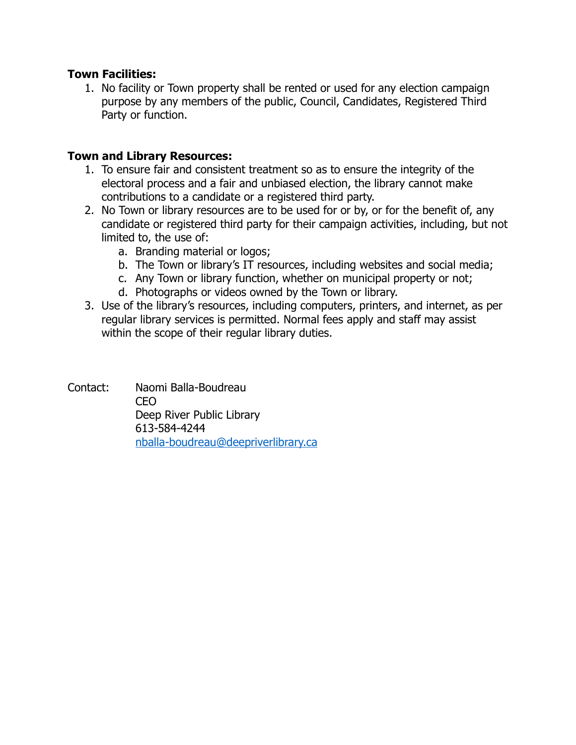**Town Facilities:**

1. No facility or Town property shall be rented or used for any election campaign purpose by any members of the public, Council, Candidates, Registered Third Party or function.

**Town and Library Resources:**

1. To ensure fair and consistent treatment so as to ensure the integrity of the electoral process and a fair and unbiased election, the library cannot make contributions to a candidate or a registered third party.
2. No Town or library resources are to be used for or by, or for the benefit of, any candidate or registered third party for their campaign activities, including, but not limited to, the use of:
   a. Branding material or logos;
   b. The Town or library's IT resources, including websites and social media;
   c. Any Town or library function, whether on municipal property or not;
   d. Photographs or videos owned by the Town or library.
3. Use of the library's resources, including computers, printers, and internet, as per regular library services is permitted. Normal fees apply and staff may assist within the scope of their regular library duties.

Contact: Naomi Balla-Boudreau
CEO
Deep River Public Library
613-584-4244
nballa-boudreau@deepriverlibrary.ca